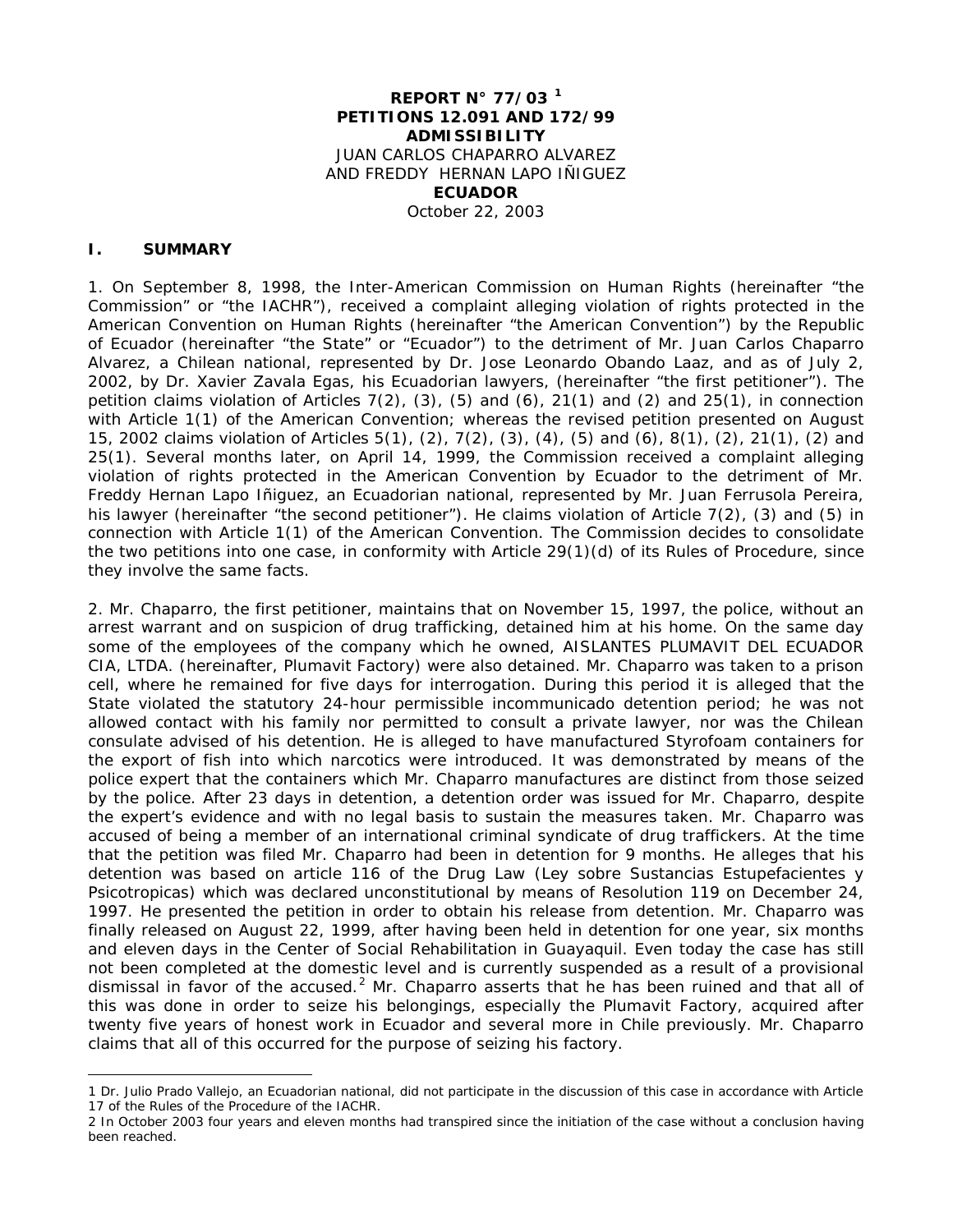**REPORT N° 77/03 [1]**
**PETITIONS 12.091 AND 172/99**
**ADMISSIBILITY**
JUAN CARLOS CHAPARRO ALVAREZ
AND FREDDY HERNAN LAPO IÑIGUEZ
**ECUADOR**
October 22, 2003

## I. SUMMARY

1. On September 8, 1998, the Inter-American Commission on Human Rights (hereinafter "the Commission" or "the IACHR"), received a complaint alleging violation of rights protected in the American Convention on Human Rights (hereinafter "the American Convention") by the Republic of Ecuador (hereinafter "the State" or "Ecuador") to the detriment of Mr. Juan Carlos Chaparro Alvarez, a Chilean national, represented by Dr. Jose Leonardo Obando Laaz, and as of July 2, 2002, by Dr. Xavier Zavala Egas, his Ecuadorian lawyers, (hereinafter "the first petitioner"). The petition claims violation of Articles 7(2), (3), (5) and (6), 21(1) and (2) and 25(1), in connection with Article 1(1) of the American Convention; whereas the revised petition presented on August 15, 2002 claims violation of Articles 5(1), (2), 7(2), (3), (4), (5) and (6), 8(1), (2), 21(1), (2) and 25(1). Several months later, on April 14, 1999, the Commission received a complaint alleging violation of rights protected in the American Convention by Ecuador to the detriment of Mr. Freddy Hernan Lapo Iñiguez, an Ecuadorian national, represented by Mr. Juan Ferrusola Pereira, his lawyer (hereinafter "the second petitioner"). He claims violation of Article 7(2), (3) and (5) in connection with Article 1(1) of the American Convention. The Commission decides to consolidate the two petitions into one case, in conformity with Article 29(1)(d) of its Rules of Procedure, since they involve the same facts.

2. Mr. Chaparro, the first petitioner, maintains that on November 15, 1997, the police, without an arrest warrant and on suspicion of drug trafficking, detained him at his home. On the same day some of the employees of the company which he owned, AISLANTES PLUMAVIT DEL ECUADOR CIA, LTDA. (hereinafter, Plumavit Factory) were also detained. Mr. Chaparro was taken to a prison cell, where he remained for five days for interrogation. During this period it is alleged that the State violated the statutory 24-hour permissible incommunicado detention period; he was not allowed contact with his family nor permitted to consult a private lawyer, nor was the Chilean consulate advised of his detention. He is alleged to have manufactured Styrofoam containers for the export of fish into which narcotics were introduced. It was demonstrated by means of the police expert that the containers which Mr. Chaparro manufactures are distinct from those seized by the police. After 23 days in detention, a detention order was issued for Mr. Chaparro, despite the expert's evidence and with no legal basis to sustain the measures taken. Mr. Chaparro was accused of being a member of an international criminal syndicate of drug traffickers. At the time that the petition was filed Mr. Chaparro had been in detention for 9 months. He alleges that his detention was based on article 116 of the Drug Law (Ley sobre Sustancias Estupefacientes y Psicotropicas) which was declared unconstitutional by means of Resolution 119 on December 24, 1997. He presented the petition in order to obtain his release from detention. Mr. Chaparro was finally released on August 22, 1999, after having been held in detention for one year, six months and eleven days in the Center of Social Rehabilitation in Guayaquil. Even today the case has still not been completed at the domestic level and is currently suspended as a result of a provisional dismissal in favor of the accused.[2] Mr. Chaparro asserts that he has been ruined and that all of this was done in order to seize his belongings, especially the Plumavit Factory, acquired after twenty five years of honest work in Ecuador and several more in Chile previously. Mr. Chaparro claims that all of this occurred for the purpose of seizing his factory.

---

1 Dr. Julio Prado Vallejo, an Ecuadorian national, did not participate in the discussion of this case in accordance with Article 17 of the Rules of the Procedure of the IACHR.

2 In October 2003 four years and eleven months had transpired since the initiation of the case without a conclusion having been reached.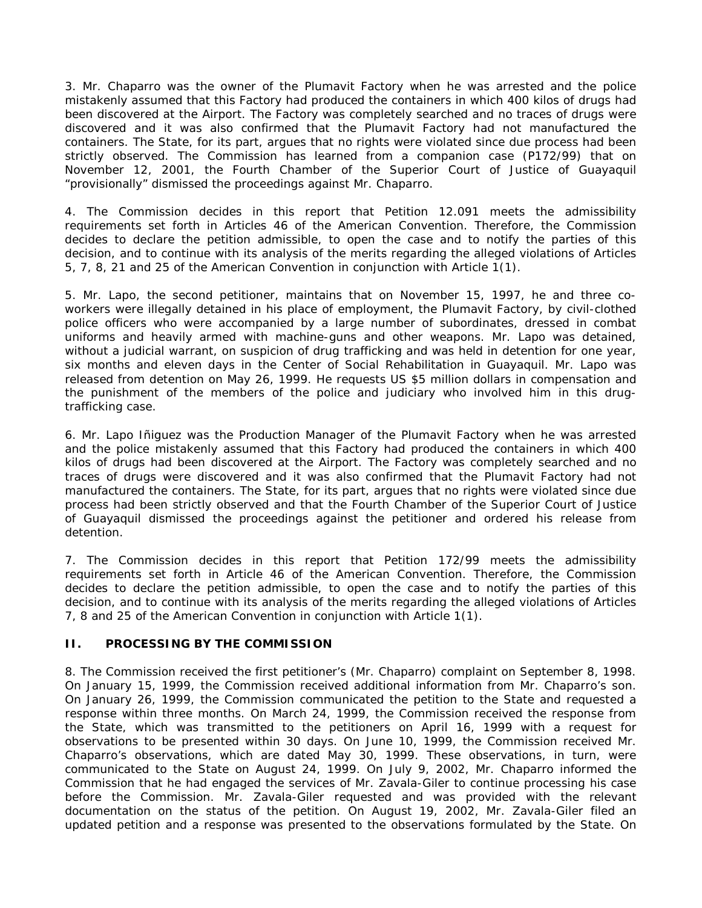3. Mr. Chaparro was the owner of the Plumavit Factory when he was arrested and the police mistakenly assumed that this Factory had produced the containers in which 400 kilos of drugs had been discovered at the Airport. The Factory was completely searched and no traces of drugs were discovered and it was also confirmed that the Plumavit Factory had not manufactured the containers. The State, for its part, argues that no rights were violated since due process had been strictly observed. The Commission has learned from a companion case (P172/99) that on November 12, 2001, the Fourth Chamber of the Superior Court of Justice of Guayaquil "provisionally" dismissed the proceedings against Mr. Chaparro.

4. The Commission decides in this report that Petition 12.091 meets the admissibility requirements set forth in Articles 46 of the American Convention. Therefore, the Commission decides to declare the petition admissible, to open the case and to notify the parties of this decision, and to continue with its analysis of the merits regarding the alleged violations of Articles 5, 7, 8, 21 and 25 of the American Convention in conjunction with Article 1(1).

5. Mr. Lapo, the second petitioner, maintains that on November 15, 1997, he and three co-workers were illegally detained in his place of employment, the Plumavit Factory, by civil-clothed police officers who were accompanied by a large number of subordinates, dressed in combat uniforms and heavily armed with machine-guns and other weapons. Mr. Lapo was detained, without a judicial warrant, on suspicion of drug trafficking and was held in detention for one year, six months and eleven days in the Center of Social Rehabilitation in Guayaquil. Mr. Lapo was released from detention on May 26, 1999. He requests US $5 million dollars in compensation and the punishment of the members of the police and judiciary who involved him in this drug-trafficking case.

6. Mr. Lapo Iñiguez was the Production Manager of the Plumavit Factory when he was arrested and the police mistakenly assumed that this Factory had produced the containers in which 400 kilos of drugs had been discovered at the Airport. The Factory was completely searched and no traces of drugs were discovered and it was also confirmed that the Plumavit Factory had not manufactured the containers. The State, for its part, argues that no rights were violated since due process had been strictly observed and that the Fourth Chamber of the Superior Court of Justice of Guayaquil dismissed the proceedings against the petitioner and ordered his release from detention.

7. The Commission decides in this report that Petition 172/99 meets the admissibility requirements set forth in Article 46 of the American Convention. Therefore, the Commission decides to declare the petition admissible, to open the case and to notify the parties of this decision, and to continue with its analysis of the merits regarding the alleged violations of Articles 7, 8 and 25 of the American Convention in conjunction with Article 1(1).

## II. PROCESSING BY THE COMMISSION

8. The Commission received the first petitioner's (Mr. Chaparro) complaint on September 8, 1998. On January 15, 1999, the Commission received additional information from Mr. Chaparro's son. On January 26, 1999, the Commission communicated the petition to the State and requested a response within three months. On March 24, 1999, the Commission received the response from the State, which was transmitted to the petitioners on April 16, 1999 with a request for observations to be presented within 30 days. On June 10, 1999, the Commission received Mr. Chaparro's observations, which are dated May 30, 1999. These observations, in turn, were communicated to the State on August 24, 1999. On July 9, 2002, Mr. Chaparro informed the Commission that he had engaged the services of Mr. Zavala-Giler to continue processing his case before the Commission. Mr. Zavala-Giler requested and was provided with the relevant documentation on the status of the petition. On August 19, 2002, Mr. Zavala-Giler filed an updated petition and a response was presented to the observations formulated by the State. On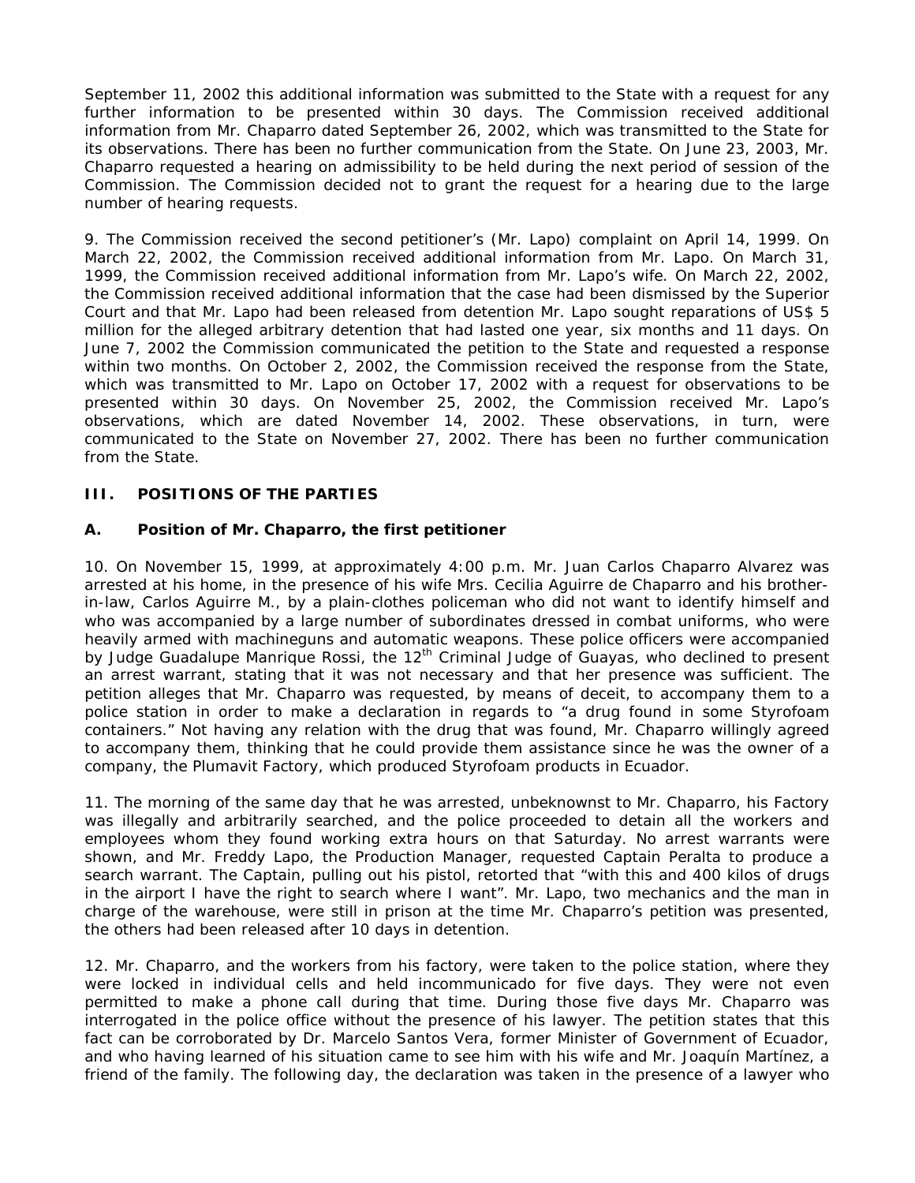September 11, 2002 this additional information was submitted to the State with a request for any further information to be presented within 30 days. The Commission received additional information from Mr. Chaparro dated September 26, 2002, which was transmitted to the State for its observations. There has been no further communication from the State. On June 23, 2003, Mr. Chaparro requested a hearing on admissibility to be held during the next period of session of the Commission. The Commission decided not to grant the request for a hearing due to the large number of hearing requests.

9. The Commission received the second petitioner's (Mr. Lapo) complaint on April 14, 1999. On March 22, 2002, the Commission received additional information from Mr. Lapo. On March 31, 1999, the Commission received additional information from Mr. Lapo's wife. On March 22, 2002, the Commission received additional information that the case had been dismissed by the Superior Court and that Mr. Lapo had been released from detention Mr. Lapo sought reparations of US$ 5 million for the alleged arbitrary detention that had lasted one year, six months and 11 days. On June 7, 2002 the Commission communicated the petition to the State and requested a response within two months. On October 2, 2002, the Commission received the response from the State, which was transmitted to Mr. Lapo on October 17, 2002 with a request for observations to be presented within 30 days. On November 25, 2002, the Commission received Mr. Lapo's observations, which are dated November 14, 2002. These observations, in turn, were communicated to the State on November 27, 2002. There has been no further communication from the State.

## III. POSITIONS OF THE PARTIES

### A. Position of Mr. Chaparro, the first petitioner

10. On November 15, 1999, at approximately 4:00 p.m. Mr. Juan Carlos Chaparro Alvarez was arrested at his home, in the presence of his wife Mrs. Cecilia Aguirre de Chaparro and his brother-in-law, Carlos Aguirre M., by a plain-clothes policeman who did not want to identify himself and who was accompanied by a large number of subordinates dressed in combat uniforms, who were heavily armed with machineguns and automatic weapons. These police officers were accompanied by Judge Guadalupe Manrique Rossi, the 12th Criminal Judge of Guayas, who declined to present an arrest warrant, stating that it was not necessary and that her presence was sufficient. The petition alleges that Mr. Chaparro was requested, by means of deceit, to accompany them to a police station in order to make a declaration in regards to "a drug found in some Styrofoam containers." Not having any relation with the drug that was found, Mr. Chaparro willingly agreed to accompany them, thinking that he could provide them assistance since he was the owner of a company, the Plumavit Factory, which produced Styrofoam products in Ecuador.

11. The morning of the same day that he was arrested, unbeknownst to Mr. Chaparro, his Factory was illegally and arbitrarily searched, and the police proceeded to detain all the workers and employees whom they found working extra hours on that Saturday. No arrest warrants were shown, and Mr. Freddy Lapo, the Production Manager, requested Captain Peralta to produce a search warrant. The Captain, pulling out his pistol, retorted that "with this and 400 kilos of drugs in the airport I have the right to search where I want". Mr. Lapo, two mechanics and the man in charge of the warehouse, were still in prison at the time Mr. Chaparro's petition was presented, the others had been released after 10 days in detention.

12. Mr. Chaparro, and the workers from his factory, were taken to the police station, where they were locked in individual cells and held incommunicado for five days. They were not even permitted to make a phone call during that time. During those five days Mr. Chaparro was interrogated in the police office without the presence of his lawyer. The petition states that this fact can be corroborated by Dr. Marcelo Santos Vera, former Minister of Government of Ecuador, and who having learned of his situation came to see him with his wife and Mr. Joaquín Martínez, a friend of the family. The following day, the declaration was taken in the presence of a lawyer who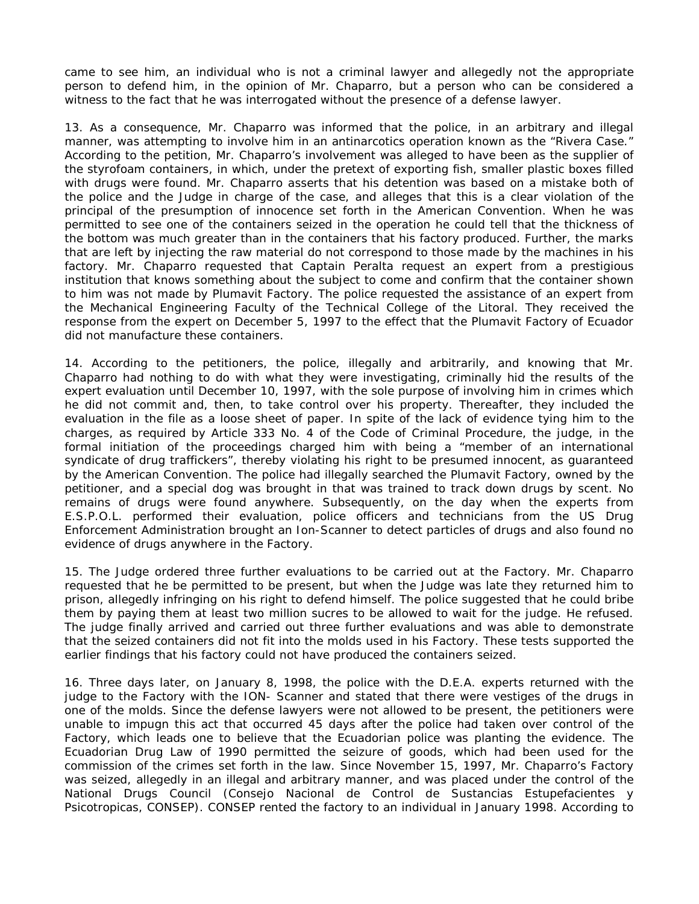came to see him, an individual who is not a criminal lawyer and allegedly not the appropriate person to defend him, in the opinion of Mr. Chaparro, but a person who can be considered a witness to the fact that he was interrogated without the presence of a defense lawyer.

13. As a consequence, Mr. Chaparro was informed that the police, in an arbitrary and illegal manner, was attempting to involve him in an antinarcotics operation known as the "Rivera Case." According to the petition, Mr. Chaparro's involvement was alleged to have been as the supplier of the styrofoam containers, in which, under the pretext of exporting fish, smaller plastic boxes filled with drugs were found. Mr. Chaparro asserts that his detention was based on a mistake both of the police and the Judge in charge of the case, and alleges that this is a clear violation of the principal of the presumption of innocence set forth in the American Convention. When he was permitted to see one of the containers seized in the operation he could tell that the thickness of the bottom was much greater than in the containers that his factory produced. Further, the marks that are left by injecting the raw material do not correspond to those made by the machines in his factory. Mr. Chaparro requested that Captain Peralta request an expert from a prestigious institution that knows something about the subject to come and confirm that the container shown to him was not made by Plumavit Factory. The police requested the assistance of an expert from the Mechanical Engineering Faculty of the Technical College of the Litoral. They received the response from the expert on December 5, 1997 to the effect that the Plumavit Factory of Ecuador did not manufacture these containers.

14. According to the petitioners, the police, illegally and arbitrarily, and knowing that Mr. Chaparro had nothing to do with what they were investigating, criminally hid the results of the expert evaluation until December 10, 1997, with the sole purpose of involving him in crimes which he did not commit and, then, to take control over his property. Thereafter, they included the evaluation in the file as a loose sheet of paper. In spite of the lack of evidence tying him to the charges, as required by Article 333 No. 4 of the Code of Criminal Procedure, the judge, in the formal initiation of the proceedings charged him with being a "member of an international syndicate of drug traffickers", thereby violating his right to be presumed innocent, as guaranteed by the American Convention. The police had illegally searched the Plumavit Factory, owned by the petitioner, and a special dog was brought in that was trained to track down drugs by scent. No remains of drugs were found anywhere. Subsequently, on the day when the experts from E.S.P.O.L. performed their evaluation, police officers and technicians from the US Drug Enforcement Administration brought an Ion-Scanner to detect particles of drugs and also found no evidence of drugs anywhere in the Factory.

15. The Judge ordered three further evaluations to be carried out at the Factory. Mr. Chaparro requested that he be permitted to be present, but when the Judge was late they returned him to prison, allegedly infringing on his right to defend himself. The police suggested that he could bribe them by paying them at least two million sucres to be allowed to wait for the judge. He refused. The judge finally arrived and carried out three further evaluations and was able to demonstrate that the seized containers did not fit into the molds used in his Factory. These tests supported the earlier findings that his factory could not have produced the containers seized.

16. Three days later, on January 8, 1998, the police with the D.E.A. experts returned with the judge to the Factory with the ION- Scanner and stated that there were vestiges of the drugs in one of the molds. Since the defense lawyers were not allowed to be present, the petitioners were unable to impugn this act that occurred 45 days after the police had taken over control of the Factory, which leads one to believe that the Ecuadorian police was planting the evidence. The Ecuadorian Drug Law of 1990 permitted the seizure of goods, which had been used for the commission of the crimes set forth in the law. Since November 15, 1997, Mr. Chaparro's Factory was seized, allegedly in an illegal and arbitrary manner, and was placed under the control of the National Drugs Council (Consejo Nacional de Control de Sustancias Estupefacientes y Psicotropicas, CONSEP). CONSEP rented the factory to an individual in January 1998. According to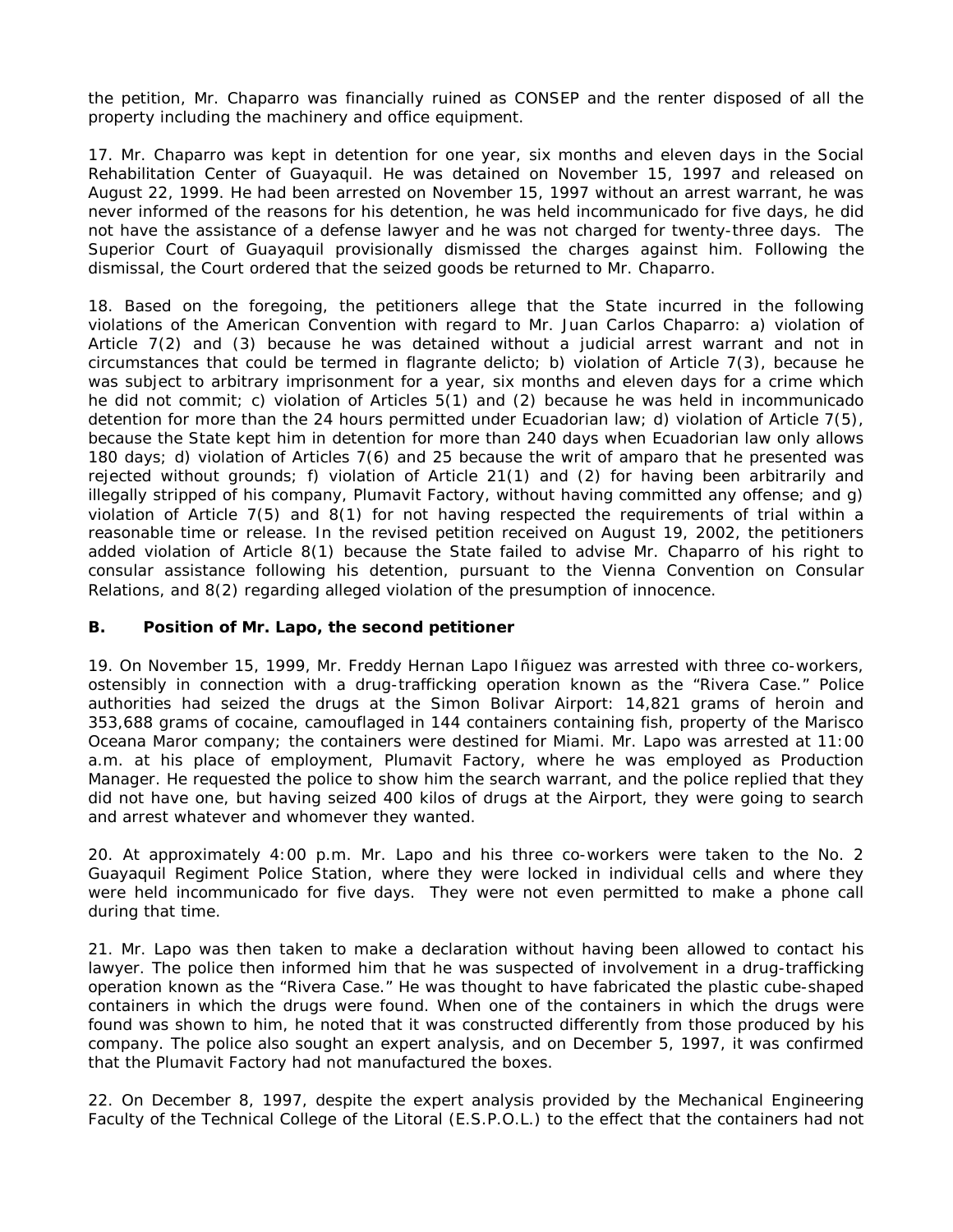the petition, Mr. Chaparro was financially ruined as CONSEP and the renter disposed of all the property including the machinery and office equipment.

17. Mr. Chaparro was kept in detention for one year, six months and eleven days in the Social Rehabilitation Center of Guayaquil. He was detained on November 15, 1997 and released on August 22, 1999. He had been arrested on November 15, 1997 without an arrest warrant, he was never informed of the reasons for his detention, he was held incommunicado for five days, he did not have the assistance of a defense lawyer and he was not charged for twenty-three days. The Superior Court of Guayaquil provisionally dismissed the charges against him. Following the dismissal, the Court ordered that the seized goods be returned to Mr. Chaparro.

18. Based on the foregoing, the petitioners allege that the State incurred in the following violations of the American Convention with regard to Mr. Juan Carlos Chaparro: a) violation of Article 7(2) and (3) because he was detained without a judicial arrest warrant and not in circumstances that could be termed in flagrante delicto; b) violation of Article 7(3), because he was subject to arbitrary imprisonment for a year, six months and eleven days for a crime which he did not commit; c) violation of Articles 5(1) and (2) because he was held in incommunicado detention for more than the 24 hours permitted under Ecuadorian law; d) violation of Article 7(5), because the State kept him in detention for more than 240 days when Ecuadorian law only allows 180 days; d) violation of Articles 7(6) and 25 because the writ of amparo that he presented was rejected without grounds; f) violation of Article 21(1) and (2) for having been arbitrarily and illegally stripped of his company, Plumavit Factory, without having committed any offense; and g) violation of Article 7(5) and 8(1) for not having respected the requirements of trial within a reasonable time or release. In the revised petition received on August 19, 2002, the petitioners added violation of Article 8(1) because the State failed to advise Mr. Chaparro of his right to consular assistance following his detention, pursuant to the Vienna Convention on Consular Relations, and 8(2) regarding alleged violation of the presumption of innocence.

### B. Position of Mr. Lapo, the second petitioner

19. On November 15, 1999, Mr. Freddy Hernan Lapo Iñiguez was arrested with three co-workers, ostensibly in connection with a drug-trafficking operation known as the "Rivera Case." Police authorities had seized the drugs at the Simon Bolivar Airport: 14,821 grams of heroin and 353,688 grams of cocaine, camouflaged in 144 containers containing fish, property of the Marisco Oceana Maror company; the containers were destined for Miami. Mr. Lapo was arrested at 11:00 a.m. at his place of employment, Plumavit Factory, where he was employed as Production Manager. He requested the police to show him the search warrant, and the police replied that they did not have one, but having seized 400 kilos of drugs at the Airport, they were going to search and arrest whatever and whomever they wanted.

20. At approximately 4:00 p.m. Mr. Lapo and his three co-workers were taken to the No. 2 Guayaquil Regiment Police Station, where they were locked in individual cells and where they were held incommunicado for five days. They were not even permitted to make a phone call during that time.

21. Mr. Lapo was then taken to make a declaration without having been allowed to contact his lawyer. The police then informed him that he was suspected of involvement in a drug-trafficking operation known as the "Rivera Case." He was thought to have fabricated the plastic cube-shaped containers in which the drugs were found. When one of the containers in which the drugs were found was shown to him, he noted that it was constructed differently from those produced by his company. The police also sought an expert analysis, and on December 5, 1997, it was confirmed that the Plumavit Factory had not manufactured the boxes.

22. On December 8, 1997, despite the expert analysis provided by the Mechanical Engineering Faculty of the Technical College of the Litoral (E.S.P.O.L.) to the effect that the containers had not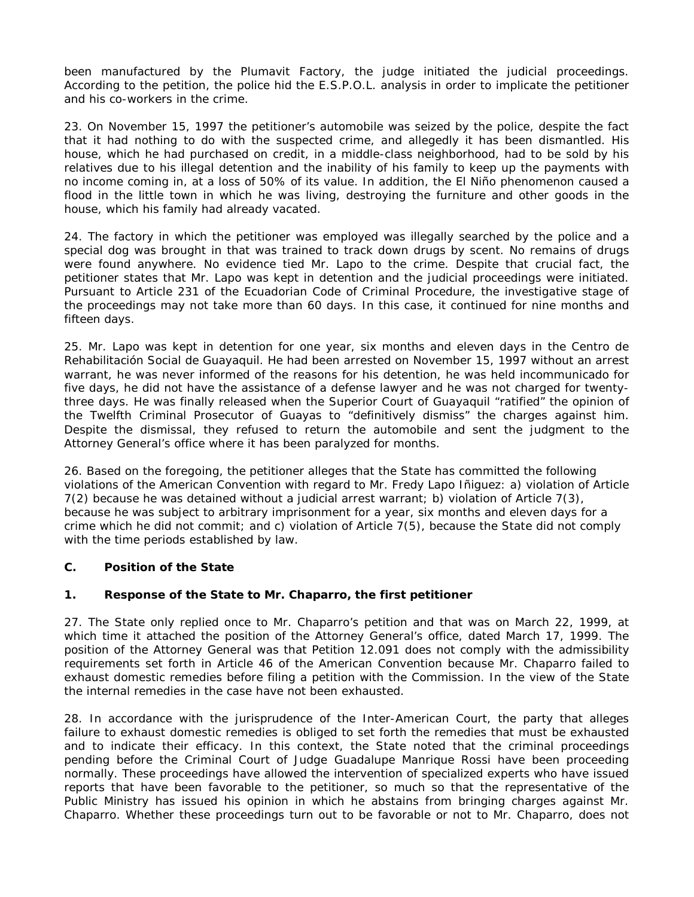been manufactured by the Plumavit Factory, the judge initiated the judicial proceedings. According to the petition, the police hid the E.S.P.O.L. analysis in order to implicate the petitioner and his co-workers in the crime.

23. On November 15, 1997 the petitioner's automobile was seized by the police, despite the fact that it had nothing to do with the suspected crime, and allegedly it has been dismantled. His house, which he had purchased on credit, in a middle-class neighborhood, had to be sold by his relatives due to his illegal detention and the inability of his family to keep up the payments with no income coming in, at a loss of 50% of its value. In addition, the El Niño phenomenon caused a flood in the little town in which he was living, destroying the furniture and other goods in the house, which his family had already vacated.

24. The factory in which the petitioner was employed was illegally searched by the police and a special dog was brought in that was trained to track down drugs by scent. No remains of drugs were found anywhere. No evidence tied Mr. Lapo to the crime. Despite that crucial fact, the petitioner states that Mr. Lapo was kept in detention and the judicial proceedings were initiated. Pursuant to Article 231 of the Ecuadorian Code of Criminal Procedure, the investigative stage of the proceedings may not take more than 60 days. In this case, it continued for nine months and fifteen days.

25. Mr. Lapo was kept in detention for one year, six months and eleven days in the Centro de Rehabilitación Social de Guayaquil. He had been arrested on November 15, 1997 without an arrest warrant, he was never informed of the reasons for his detention, he was held incommunicado for five days, he did not have the assistance of a defense lawyer and he was not charged for twenty-three days. He was finally released when the Superior Court of Guayaquil "ratified" the opinion of the Twelfth Criminal Prosecutor of Guayas to "definitively dismiss" the charges against him. Despite the dismissal, they refused to return the automobile and sent the judgment to the Attorney General's office where it has been paralyzed for months.

26. Based on the foregoing, the petitioner alleges that the State has committed the following violations of the American Convention with regard to Mr. Fredy Lapo Iñiguez: a) violation of Article 7(2) because he was detained without a judicial arrest warrant; b) violation of Article 7(3), because he was subject to arbitrary imprisonment for a year, six months and eleven days for a crime which he did not commit; and c) violation of Article 7(5), because the State did not comply with the time periods established by law.

### C. Position of the State

#### 1. Response of the State to Mr. Chaparro, the first petitioner

27. The State only replied once to Mr. Chaparro's petition and that was on March 22, 1999, at which time it attached the position of the Attorney General's office, dated March 17, 1999. The position of the Attorney General was that Petition 12.091 does not comply with the admissibility requirements set forth in Article 46 of the American Convention because Mr. Chaparro failed to exhaust domestic remedies before filing a petition with the Commission. In the view of the State the internal remedies in the case have not been exhausted.

28. In accordance with the jurisprudence of the Inter-American Court, the party that alleges failure to exhaust domestic remedies is obliged to set forth the remedies that must be exhausted and to indicate their efficacy. In this context, the State noted that the criminal proceedings pending before the Criminal Court of Judge Guadalupe Manrique Rossi have been proceeding normally. These proceedings have allowed the intervention of specialized experts who have issued reports that have been favorable to the petitioner, so much so that the representative of the Public Ministry has issued his opinion in which he abstains from bringing charges against Mr. Chaparro. Whether these proceedings turn out to be favorable or not to Mr. Chaparro, does not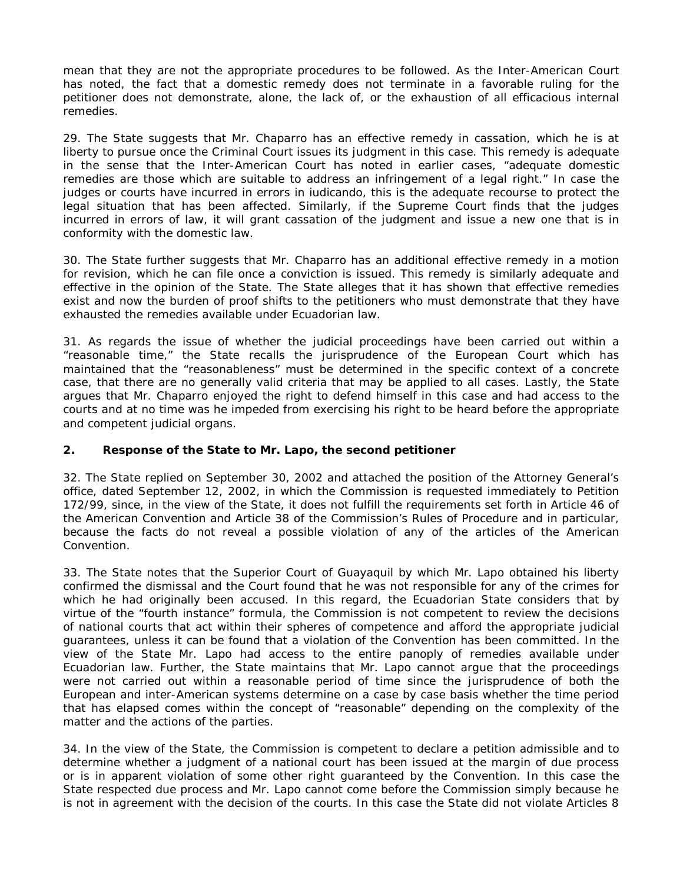mean that they are not the appropriate procedures to be followed. As the Inter-American Court has noted, the fact that a domestic remedy does not terminate in a favorable ruling for the petitioner does not demonstrate, alone, the lack of, or the exhaustion of all efficacious internal remedies.

29. The State suggests that Mr. Chaparro has an effective remedy in cassation, which he is at liberty to pursue once the Criminal Court issues its judgment in this case. This remedy is adequate in the sense that the Inter-American Court has noted in earlier cases, "adequate domestic remedies are those which are suitable to address an infringement of a legal right." In case the judges or courts have incurred in errors in iudicando, this is the adequate recourse to protect the legal situation that has been affected. Similarly, if the Supreme Court finds that the judges incurred in errors of law, it will grant cassation of the judgment and issue a new one that is in conformity with the domestic law.

30. The State further suggests that Mr. Chaparro has an additional effective remedy in a motion for revision, which he can file once a conviction is issued. This remedy is similarly adequate and effective in the opinion of the State. The State alleges that it has shown that effective remedies exist and now the burden of proof shifts to the petitioners who must demonstrate that they have exhausted the remedies available under Ecuadorian law.

31. As regards the issue of whether the judicial proceedings have been carried out within a "reasonable time," the State recalls the jurisprudence of the European Court which has maintained that the "reasonableness" must be determined in the specific context of a concrete case, that there are no generally valid criteria that may be applied to all cases. Lastly, the State argues that Mr. Chaparro enjoyed the right to defend himself in this case and had access to the courts and at no time was he impeded from exercising his right to be heard before the appropriate and competent judicial organs.

### 2. Response of the State to Mr. Lapo, the second petitioner

32. The State replied on September 30, 2002 and attached the position of the Attorney General's office, dated September 12, 2002, in which the Commission is requested immediately to Petition 172/99, since, in the view of the State, it does not fulfill the requirements set forth in Article 46 of the American Convention and Article 38 of the Commission's Rules of Procedure and in particular, because the facts do not reveal a possible violation of any of the articles of the American Convention.

33. The State notes that the Superior Court of Guayaquil by which Mr. Lapo obtained his liberty confirmed the dismissal and the Court found that he was not responsible for any of the crimes for which he had originally been accused. In this regard, the Ecuadorian State considers that by virtue of the "fourth instance" formula, the Commission is not competent to review the decisions of national courts that act within their spheres of competence and afford the appropriate judicial guarantees, unless it can be found that a violation of the Convention has been committed. In the view of the State Mr. Lapo had access to the entire panoply of remedies available under Ecuadorian law. Further, the State maintains that Mr. Lapo cannot argue that the proceedings were not carried out within a reasonable period of time since the jurisprudence of both the European and inter-American systems determine on a case by case basis whether the time period that has elapsed comes within the concept of "reasonable" depending on the complexity of the matter and the actions of the parties.

34. In the view of the State, the Commission is competent to declare a petition admissible and to determine whether a judgment of a national court has been issued at the margin of due process or is in apparent violation of some other right guaranteed by the Convention. In this case the State respected due process and Mr. Lapo cannot come before the Commission simply because he is not in agreement with the decision of the courts. In this case the State did not violate Articles 8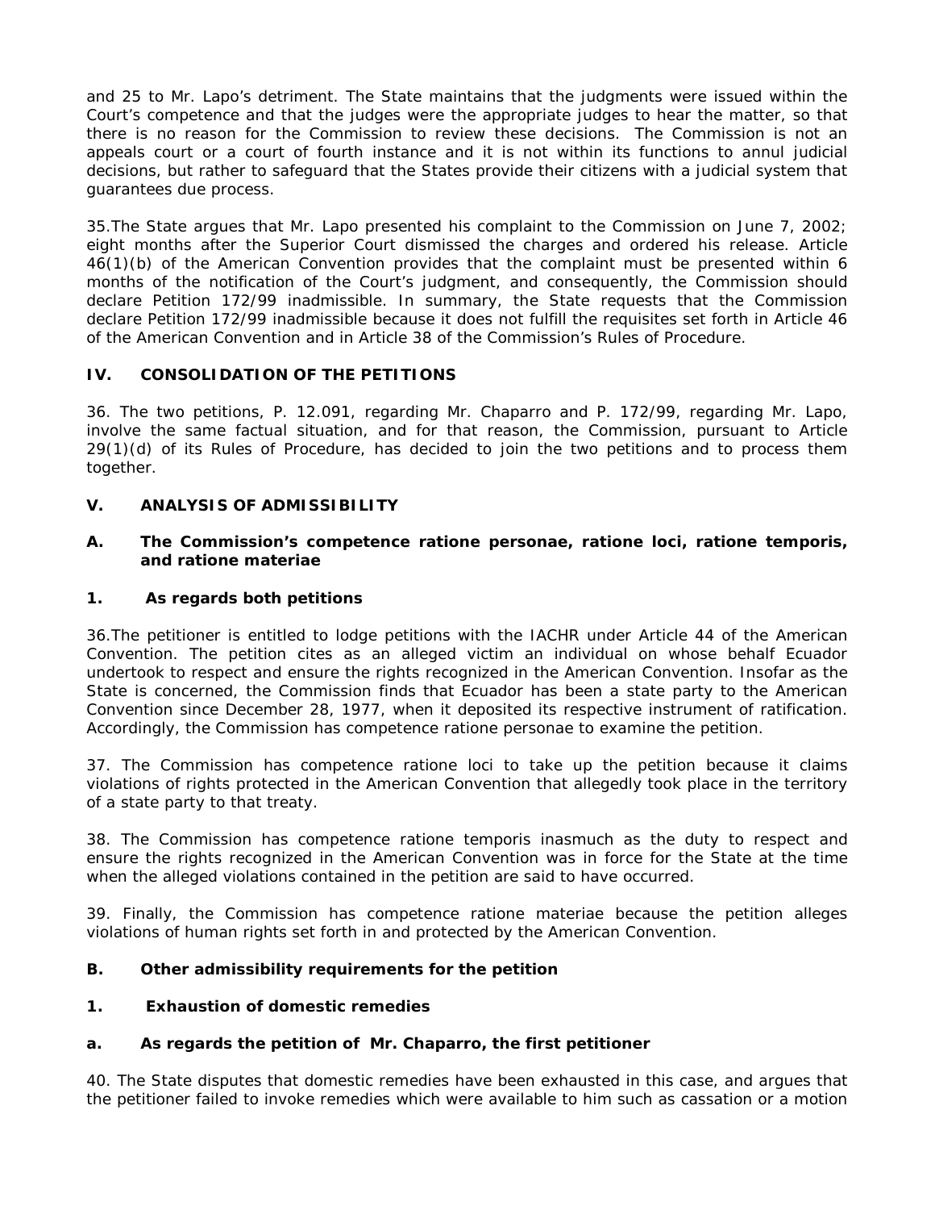and 25 to Mr. Lapo's detriment. The State maintains that the judgments were issued within the Court's competence and that the judges were the appropriate judges to hear the matter, so that there is no reason for the Commission to review these decisions. The Commission is not an appeals court or a court of fourth instance and it is not within its functions to annul judicial decisions, but rather to safeguard that the States provide their citizens with a judicial system that guarantees due process.

35.The State argues that Mr. Lapo presented his complaint to the Commission on June 7, 2002; eight months after the Superior Court dismissed the charges and ordered his release. Article 46(1)(b) of the American Convention provides that the complaint must be presented within 6 months of the notification of the Court's judgment, and consequently, the Commission should declare Petition 172/99 inadmissible. In summary, the State requests that the Commission declare Petition 172/99 inadmissible because it does not fulfill the requisites set forth in Article 46 of the American Convention and in Article 38 of the Commission's Rules of Procedure.

## IV. CONSOLIDATION OF THE PETITIONS

36. The two petitions, P. 12.091, regarding Mr. Chaparro and P. 172/99, regarding Mr. Lapo, involve the same factual situation, and for that reason, the Commission, pursuant to Article 29(1)(d) of its Rules of Procedure, has decided to join the two petitions and to process them together.

## V. ANALYSIS OF ADMISSIBILITY

### A. The Commission's competence ratione personae, ratione loci, ratione temporis, and ratione materiae

#### 1. As regards both petitions

36.The petitioner is entitled to lodge petitions with the IACHR under Article 44 of the American Convention. The petition cites as an alleged victim an individual on whose behalf Ecuador undertook to respect and ensure the rights recognized in the American Convention. Insofar as the State is concerned, the Commission finds that Ecuador has been a state party to the American Convention since December 28, 1977, when it deposited its respective instrument of ratification. Accordingly, the Commission has competence ratione personae to examine the petition.

37. The Commission has competence ratione loci to take up the petition because it claims violations of rights protected in the American Convention that allegedly took place in the territory of a state party to that treaty.

38. The Commission has competence ratione temporis inasmuch as the duty to respect and ensure the rights recognized in the American Convention was in force for the State at the time when the alleged violations contained in the petition are said to have occurred.

39. Finally, the Commission has competence ratione materiae because the petition alleges violations of human rights set forth in and protected by the American Convention.

### B. Other admissibility requirements for the petition

#### 1. Exhaustion of domestic remedies

##### a. As regards the petition of Mr. Chaparro, the first petitioner

40. The State disputes that domestic remedies have been exhausted in this case, and argues that the petitioner failed to invoke remedies which were available to him such as cassation or a motion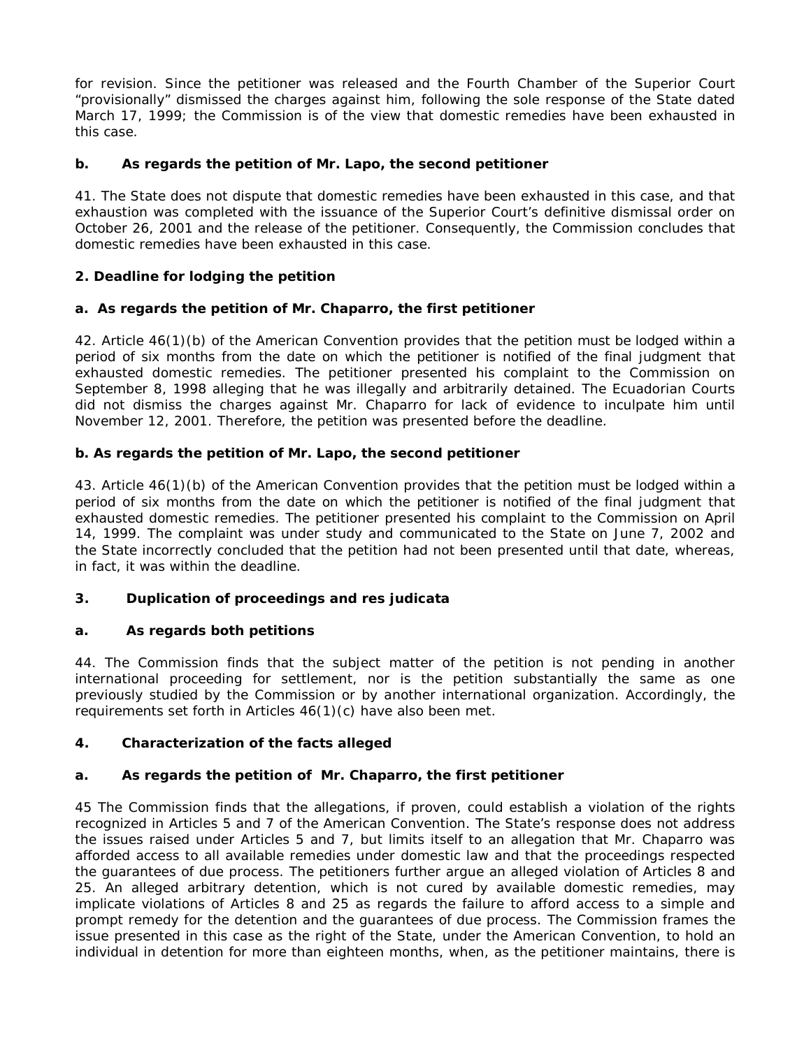for revision. Since the petitioner was released and the Fourth Chamber of the Superior Court "provisionally" dismissed the charges against him, following the sole response of the State dated March 17, 1999; the Commission is of the view that domestic remedies have been exhausted in this case.

**b. As regards the petition of Mr. Lapo, the second petitioner**

41. The State does not dispute that domestic remedies have been exhausted in this case, and that exhaustion was completed with the issuance of the Superior Court's definitive dismissal order on October 26, 2001 and the release of the petitioner. Consequently, the Commission concludes that domestic remedies have been exhausted in this case.

**2. Deadline for lodging the petition**

**a. As regards the petition of Mr. Chaparro, the first petitioner**

42. Article 46(1)(b) of the American Convention provides that the petition must be lodged within a period of six months from the date on which the petitioner is notified of the final judgment that exhausted domestic remedies. The petitioner presented his complaint to the Commission on September 8, 1998 alleging that he was illegally and arbitrarily detained. The Ecuadorian Courts did not dismiss the charges against Mr. Chaparro for lack of evidence to inculpate him until November 12, 2001. Therefore, the petition was presented before the deadline.

**b. As regards the petition of Mr. Lapo, the second petitioner**

43. Article 46(1)(b) of the American Convention provides that the petition must be lodged within a period of six months from the date on which the petitioner is notified of the final judgment that exhausted domestic remedies. The petitioner presented his complaint to the Commission on April 14, 1999. The complaint was under study and communicated to the State on June 7, 2002 and the State incorrectly concluded that the petition had not been presented until that date, whereas, in fact, it was within the deadline.

**3. Duplication of proceedings and res judicata**

**a. As regards both petitions**

44. The Commission finds that the subject matter of the petition is not pending in another international proceeding for settlement, nor is the petition substantially the same as one previously studied by the Commission or by another international organization. Accordingly, the requirements set forth in Articles 46(1)(c) have also been met.

**4. Characterization of the facts alleged**

**a. As regards the petition of Mr. Chaparro, the first petitioner**

45 The Commission finds that the allegations, if proven, could establish a violation of the rights recognized in Articles 5 and 7 of the American Convention. The State's response does not address the issues raised under Articles 5 and 7, but limits itself to an allegation that Mr. Chaparro was afforded access to all available remedies under domestic law and that the proceedings respected the guarantees of due process. The petitioners further argue an alleged violation of Articles 8 and 25. An alleged arbitrary detention, which is not cured by available domestic remedies, may implicate violations of Articles 8 and 25 as regards the failure to afford access to a simple and prompt remedy for the detention and the guarantees of due process. The Commission frames the issue presented in this case as the right of the State, under the American Convention, to hold an individual in detention for more than eighteen months, when, as the petitioner maintains, there is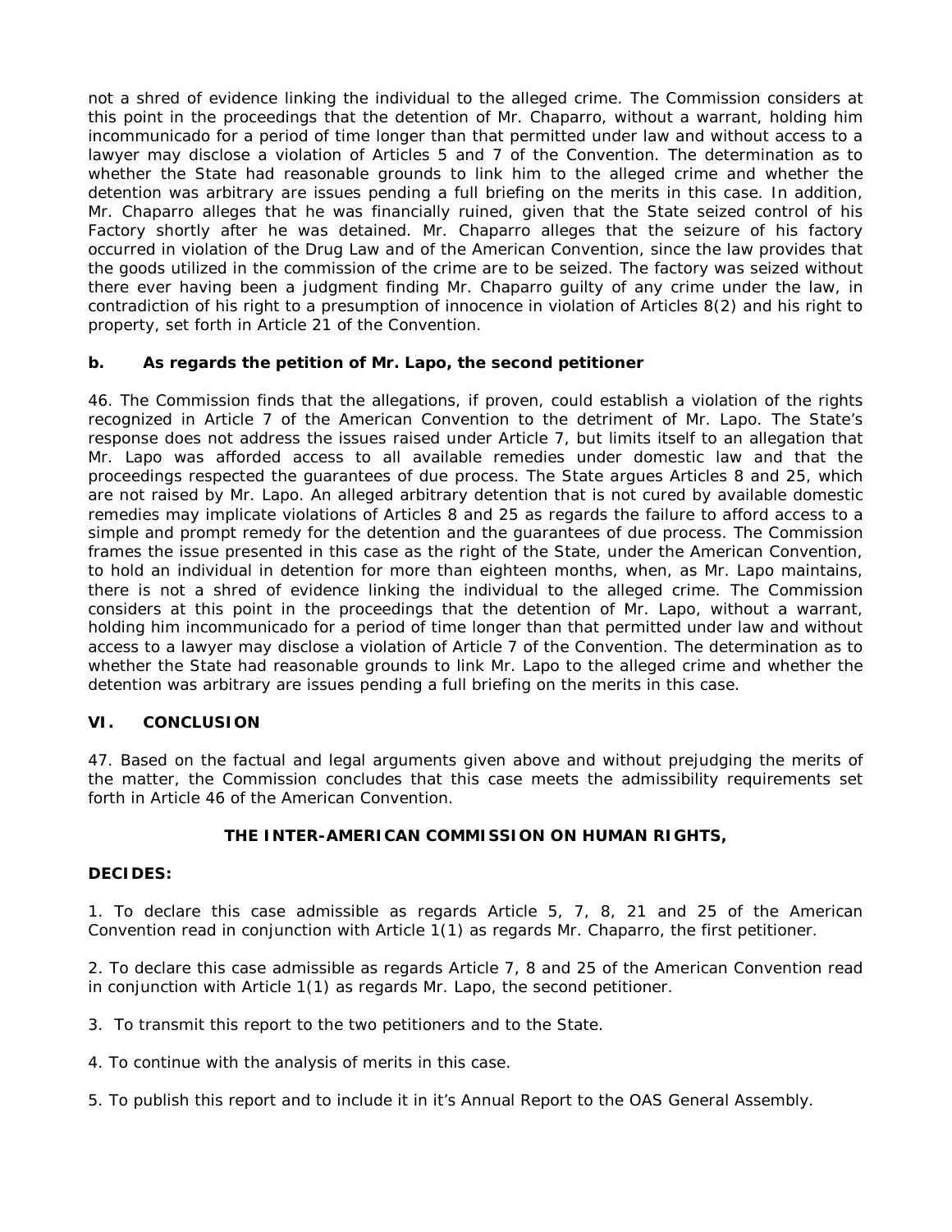not a shred of evidence linking the individual to the alleged crime. The Commission considers at this point in the proceedings that the detention of Mr. Chaparro, without a warrant, holding him incommunicado for a period of time longer than that permitted under law and without access to a lawyer may disclose a violation of Articles 5 and 7 of the Convention. The determination as to whether the State had reasonable grounds to link him to the alleged crime and whether the detention was arbitrary are issues pending a full briefing on the merits in this case. In addition, Mr. Chaparro alleges that he was financially ruined, given that the State seized control of his Factory shortly after he was detained. Mr. Chaparro alleges that the seizure of his factory occurred in violation of the Drug Law and of the American Convention, since the law provides that the goods utilized in the commission of the crime are to be seized. The factory was seized without there ever having been a judgment finding Mr. Chaparro guilty of any crime under the law, in contradiction of his right to a presumption of innocence in violation of Articles 8(2) and his right to property, set forth in Article 21 of the Convention.

### b. As regards the petition of Mr. Lapo, the second petitioner

46. The Commission finds that the allegations, if proven, could establish a violation of the rights recognized in Article 7 of the American Convention to the detriment of Mr. Lapo. The State's response does not address the issues raised under Article 7, but limits itself to an allegation that Mr. Lapo was afforded access to all available remedies under domestic law and that the proceedings respected the guarantees of due process. The State argues Articles 8 and 25, which are not raised by Mr. Lapo. An alleged arbitrary detention that is not cured by available domestic remedies may implicate violations of Articles 8 and 25 as regards the failure to afford access to a simple and prompt remedy for the detention and the guarantees of due process. The Commission frames the issue presented in this case as the right of the State, under the American Convention, to hold an individual in detention for more than eighteen months, when, as Mr. Lapo maintains, there is not a shred of evidence linking the individual to the alleged crime. The Commission considers at this point in the proceedings that the detention of Mr. Lapo, without a warrant, holding him incommunicado for a period of time longer than that permitted under law and without access to a lawyer may disclose a violation of Article 7 of the Convention. The determination as to whether the State had reasonable grounds to link Mr. Lapo to the alleged crime and whether the detention was arbitrary are issues pending a full briefing on the merits in this case.

## VI. CONCLUSION

47. Based on the factual and legal arguments given above and without prejudging the merits of the matter, the Commission concludes that this case meets the admissibility requirements set forth in Article 46 of the American Convention.

**THE INTER-AMERICAN COMMISSION ON HUMAN RIGHTS,**

**DECIDES:**

1. To declare this case admissible as regards Article 5, 7, 8, 21 and 25 of the American Convention read in conjunction with Article 1(1) as regards Mr. Chaparro, the first petitioner.

2. To declare this case admissible as regards Article 7, 8 and 25 of the American Convention read in conjunction with Article 1(1) as regards Mr. Lapo, the second petitioner.

3. To transmit this report to the two petitioners and to the State.

4. To continue with the analysis of merits in this case.

5. To publish this report and to include it in it's Annual Report to the OAS General Assembly.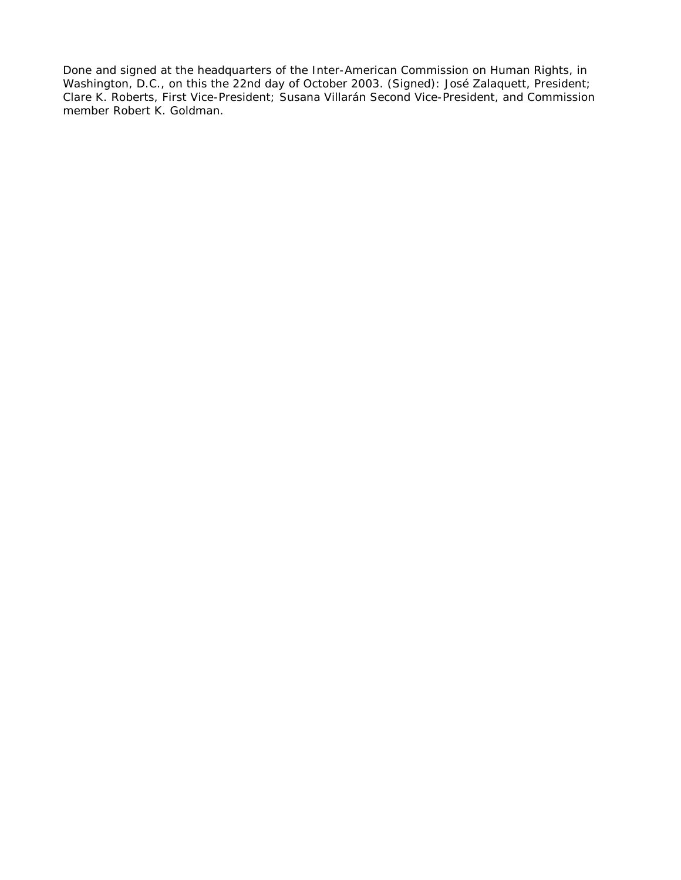Done and signed at the headquarters of the Inter-American Commission on Human Rights, in Washington, D.C., on this the 22nd day of October 2003. (Signed): José Zalaquett, President; Clare K. Roberts, First Vice-President; Susana Villarán Second Vice-President, and Commission member Robert K. Goldman.